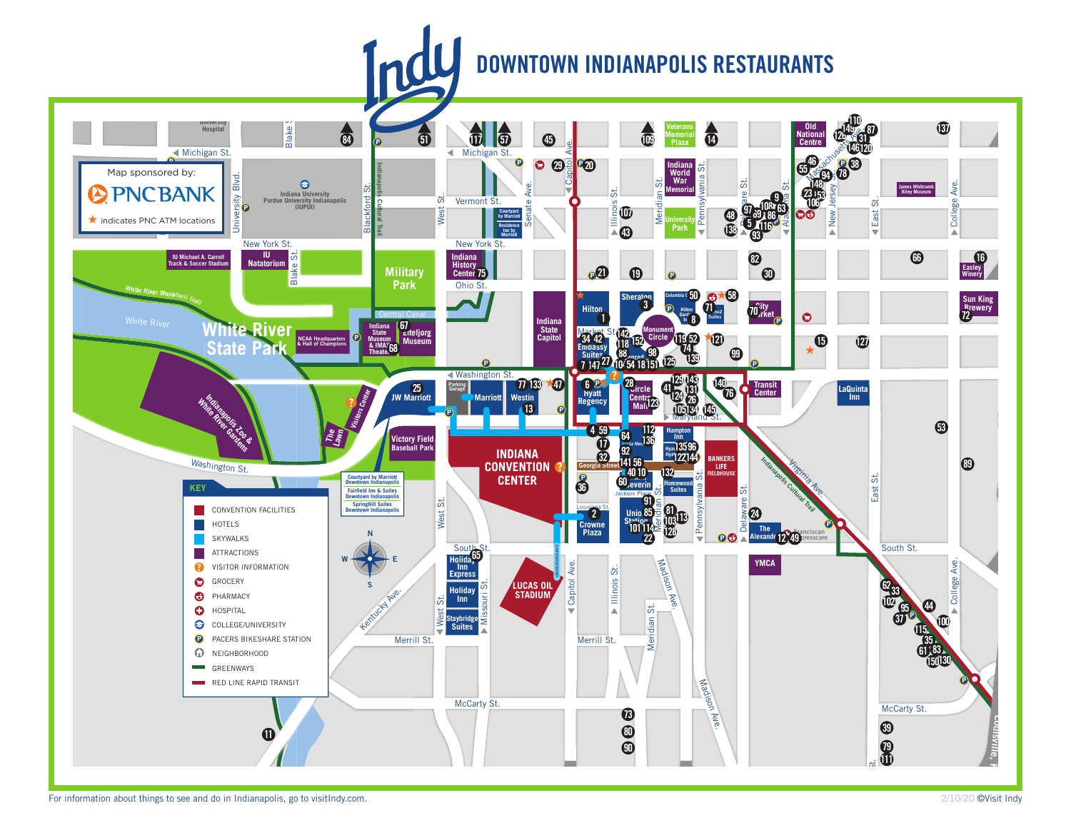# Indy DOWNTOWN INDIANAPOLIS RESTAURANTS

Map sponsored by: PNC BANK

★ indicates PNC ATM locations

## KEY

- CONVENTION FACILITIES
- HOTELS
- SKYWALKS
- ATTRACTIONS
- VISITOR INFORMATION
- GROCERY
- PHARMACY
- HOSPITAL
- COLLEGE/UNIVERSITY
- PACERS BIKESHARE STATION
- NEIGHBORHOOD
- GREENWAYS
- RED LINE RAPID TRANSIT

For information about things to see and do in Indianapolis, go to visitIndy.com.

2/10/20 ©Visit Indy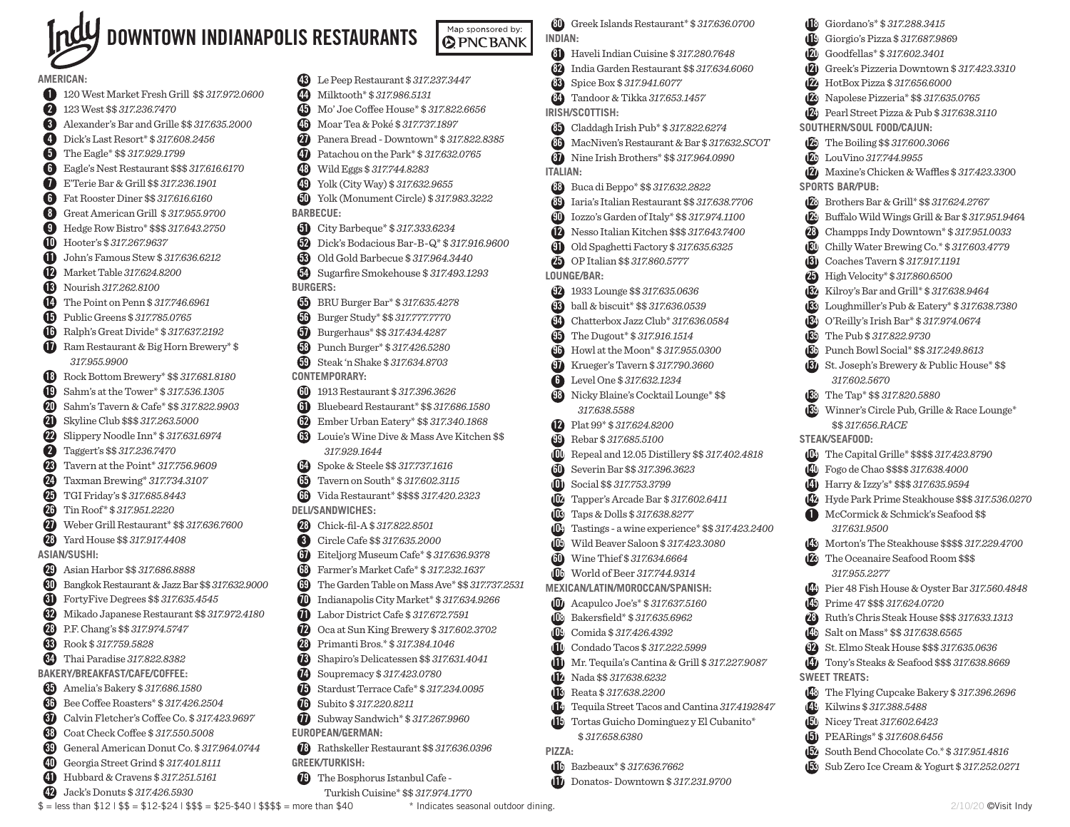# DOWNTOWN INDIANAPOLIS RESTAURANTS

Map sponsored by: PNC BANK

## AMERICAN:

1. 120 West Market Fresh Grill $$ *317.972.0600*
2. 123 West $$ *317.236.7470*
3. Alexander's Bar and Grille $$ *317.635.2000*
4. Dick's Last Resort* $ *317.608.2456*
5. The Eagle* $$ *317.929.1799*
6. Eagle's Nest Restaurant $$$ *317.616.6170*
7. E'Terie Bar & Grill $$ *317.236.1901*
6. Fat Rooster Diner $$ *317.616.6160*
8. Great American Grill $ *317.955.9700*
9. Hedge Row Bistro* $$$ *317.643.2750*
10. Hooter's $ *317.267.9637*
11. John's Famous Stew $ *317.636.6212*
12. Market Table *317.624.8200*
13. Nourish *317.262.8100*
14. The Point on Penn $ *317.746.6961*
15. Public Greens $ *317.785.0765*
16. Ralph's Great Divide* $ *317.637.2192*
17. Ram Restaurant & Big Horn Brewery* $ *317.955.9900*
18. Rock Bottom Brewery* $$ *317.681.8180*
19. Sahm's at the Tower* $ *317.536.1305*
20. Sahm's Tavern & Cafe* $$ *317.822.9903*
21. Skyline Club $$$ *317.263.5000*
22. Slippery Noodle Inn* $ *317.631.6974*
2. Taggert's $$ *317.236.7470*
23. Tavern at the Point* *317.756.9609*
24. Taxman Brewing* *317.734.3107*
25. TGI Friday's $ *317.685.8443*
26. Tin Roof* $ *317.951.2220*
27. Weber Grill Restaurant* $$ *317.636.7600*
28. Yard House $$ *317.917.4408*

## ASIAN/SUSHI:

29. Asian Harbor $$ *317.686.8888*
30. Bangkok Restaurant & Jazz Bar $$ *317.632.9000*
31. FortyFive Degrees $$ *317.635.4545*
32. Mikado Japanese Restaurant $$ *317.972.4180*
28. P.F. Chang's $$ *317.974.5747*
33. Rook $ *317.759.5828*
34. Thai Paradise $ *317.822.8382*

## BAKERY/BREAKFAST/CAFE/COFFEE:

35. Amelia's Bakery $ *317.686.1580*
36. Bee Coffee Roasters* $ *317.426.2504*
37. Calvin Fletcher's Coffee Co. $ *317.423.9697*
38. Coat Check Coffee $ *317.550.5008*
39. General American Donut Co. $ *317.964.0744*
40. Georgia Street Grind $ *317.401.8111*
41. Hubbard & Cravens $ *317.251.5161*
42. Jack's Donuts $ *317.426.5930*
43. Le Peep Restaurant $ *317.237.3447*
44. Milktooth* $ *317.986.5131*
45. Mo' Joe Coffee House* $ *317.822.6656*
46. Moar Tea & Poké $ *317.737.1897*
27. Panera Bread - Downtown* $ *317.822.8385*
47. Patachou on the Park* $ *317.632.0765*
48. Wild Eggs $ *317.744.8283*
49. Yolk (City Way) $ *317.632.9655*
50. Yolk (Monument Circle) $ *317.983.3222*

## BARBECUE:

51. City Barbeque* $ *317.333.6234*
52. Dick's Bodacious Bar-B-Q* $ *317.916.9600*
53. Old Gold Barbecue $ *317.964.3440*
54. Sugarfire Smokehouse $ *317.493.1293*

## BURGERS:

55. BRU Burger Bar* $ *317.635.4278*
56. Burger Study* $$ *317.777.7770*
57. Burgerhaus* $$ *317.434.4287*
58. Punch Burger* $ *317.426.5280*
59. Steak 'n Shake $ *317.634.8703*

## CONTEMPORARY:

60. 1913 Restaurant $ *317.396.3626*
61. Bluebeard Restaurant* $$ *317.686.1580*
62. Ember Urban Eatery* $$ *317.340.1868*
63. Louie's Wine Dive & Mass Ave Kitchen $$ *317.929.1644*
64. Spoke & Steele $$ *317.737.1616*
65. Tavern on South* $ *317.602.3115*
66. Vida Restaurant* $$$$ *317.420.2323*

## DELI/SANDWICHES:

28. Chick-fil-A $ *317.822.8501*
3. Circle Cafe $$ *317.635.2000*
67. Eiteljorg Museum Cafe* $ *317.636.9378*
68. Farmer's Market Cafe* $ *317.232.1637*
69. The Garden Table on Mass Ave* $$ *317.737.2531*
70. Indianapolis City Market* $ *317.634.9266*
71. Labor District Cafe $ *317.672.7591*
72. Oca at Sun King Brewery $ *317.602.3702*
28. Primanti Bros.* $ *317.384.1046*
73. Shapiro's Delicatessen $$ *317.631.4041*
74. Soupremacy $ *317.423.0780*
75. Stardust Terrace Cafe* $ *317.234.0095*
76. Subito $ *317.220.8211*
77. Subway Sandwich* $ *317.267.9960*

## EUROPEAN/GERMAN:

78. Rathskeller Restaurant $$ *317.636.0396*

## GREEK/TURKISH:

79. The Bosphorus Istanbul Cafe - Turkish Cuisine* $$ *317.974.1770*
80. Greek Islands Restaurant* $ *317.636.0700*

## INDIAN:

81. Haveli Indian Cuisine $ *317.280.7648*
82. India Garden Restaurant $$ *317.634.6060*
83. Spice Box $ *317.941.6077*
84. Tandoor & Tikka $ *317.653.1457*

## IRISH/SCOTTISH:

85. Claddagh Irish Pub* $ *317.822.6274*
86. MacNiven's Restaurant & Bar $ *317.632.SCOT*
87. Nine Irish Brothers* $$ *317.964.0990*

## ITALIAN:

88. Buca di Beppo* $$ *317.632.2822*
89. Iaria's Italian Restaurant $$ *317.638.7706*
90. Iozzo's Garden of Italy* $$ *317.974.1100*
12. Nesso Italian Kitchen $$$ *317.643.7400*
91. Old Spaghetti Factory $ *317.635.6325*
25. OP Italian $$ *317.860.5777*

## LOUNGE/BAR:

92. 1933 Lounge $$ *317.635.0636*
93. ball & biscuit* $$ *317.636.0539*
94. Chatterbox Jazz Club* *317.636.0584*
95. The Dugout* $ *317.916.1514*
96. Howl at the Moon* $ *317.955.0300*
97. Krueger's Tavern $ *317.790.3660*
6. Level One $ *317.632.1234*
98. Nicky Blaine's Cocktail Lounge* $$ *317.638.5588*
12. Plat 99* $ *317.624.8200*
99. Rebar $ *317.685.5100*
100. Repeal and 12.05 Distillery $$ *317.402.4818*
60. Severin Bar $$ *317.396.3623*
101. Social $$ *317.753.3799*
102. Tapper's Arcade Bar $ *317.602.6411*
103. Taps & Dolls $ *317.638.8277*
104. Tastings - a wine experience* $$ *317.423.2400*
105. Wild Beaver Saloon $ *317.423.3080*
60. Wine Thief $ *317.634.6664*
106. World of Beer *317.744.9314*

## MEXICAN/LATIN/MOROCCAN/SPANISH:

107. Acapulco Joe's* $ *317.637.5160*
108. Bakersfield* $ *317.635.6962*
109. Comida $ *317.426.4392*
110. Condado Tacos $ *317.222.5999*
111. Mr. Tequila's Cantina & Grill $ *317.227.9087*
112. Nada $$ *317.638.6232*
113. Reata $ *317.638.2200*
114. Tequila Street Tacos and Cantina *317.4192847*
115. Tortas Guicho Dominguez y El Cubanito* $ *317.658.6380*

## PIZZA:

116. Bazbeaux* $ *317.636.7662*
117. Donatos- Downtown $ *317.231.9700*
118. Giordano's* $ *317.288.3415*
119. Giorgio's Pizza $ *317.687.9869*
120. Goodfellas* $ *317.602.3401*
121. Greek's Pizzeria Downtown $ *317.423.3310*
122. HotBox Pizza $ *317.656.6000*
123. Napolese Pizzeria* $$ *317.635.0765*
124. Pearl Street Pizza & Pub $ *317.638.3110*

## SOUTHERN/SOUL FOOD/CAJUN:

125. The Boiling $$ *317.600.3066*
126. LouVino *317.744.9955*
127. Maxine's Chicken & Waffles $ *317.423.3300*

## SPORTS BAR/PUB:

128. Brothers Bar & Grill* $$ *317.624.2767*
129. Buffalo Wild Wings Grill & Bar $ *317.951.9464*
28. Champps Indy Downtown* $ *317.951.0033*
130. Chilly Water Brewing Co.* $ *317.603.4779*
131. Coaches Tavern $ *317.917.1191*
25. High Velocity* $ *317.860.6500*
132. Kilroy's Bar and Grill* $ *317.638.9464*
133. Loughmiller's Pub & Eatery* $ *317.638.7380*
134. O'Reilly's Irish Bar* $ *317.974.0674*
135. The Pub $ *317.822.9730*
136. Punch Bowl Social* $$ *317.249.8613*
137. St. Joseph's Brewery & Public House* $$ *317.602.5670*
138. The Tap* $$ *317.820.5880*
139. Winner's Circle Pub, Grille & Race Lounge* $$ *317.656.RACE*

## STEAK/SEAFOOD:

104. The Capital Grille* $$$$ *317.423.8790*
140. Fogo de Chao $$$$ *317.638.4000*
141. Harry & Izzy's* $$$ *317.635.9594*
142. Hyde Park Prime Steakhouse $$$ *317.536.0270*
1. McCormick & Schmick's Seafood $$ *317.631.9500*
143. Morton's The Steakhouse $$$$ *317.229.4700*
123. The Oceanaire Seafood Room $$$ *317.955.2277*
144. Pier 48 Fish House & Oyster Bar *317.560.4848*
145. Prime 47 $$$ *317.602.0720*
28. Ruth's Chris Steak House $$$ *317.633.1313*
146. Salt on Mass* $$ *317.638.6565*
92. St. Elmo Steak House $$$ *317.635.0636*
147. Tony's Steaks & Seafood $$$ *317.638.8669*

## SWEET TREATS:

148. The Flying Cupcake Bakery $ *317.396.2696*
149. Kilwins $ *317.388.5488*
150. Nicey Treat *317.602.6423*
151. PEARings* $ *317.608.6456*
152. South Bend Chocolate Co.* $ *317.951.4816*
153. Sub Zero Ice Cream & Yogurt $ *317.252.0271*

$ = less than $12 | $$ = $12-$24 | $$$ = $25-$40 | $$$$ = more than $40

\* Indicates seasonal outdoor dining.

2/10/20 ©Visit Indy